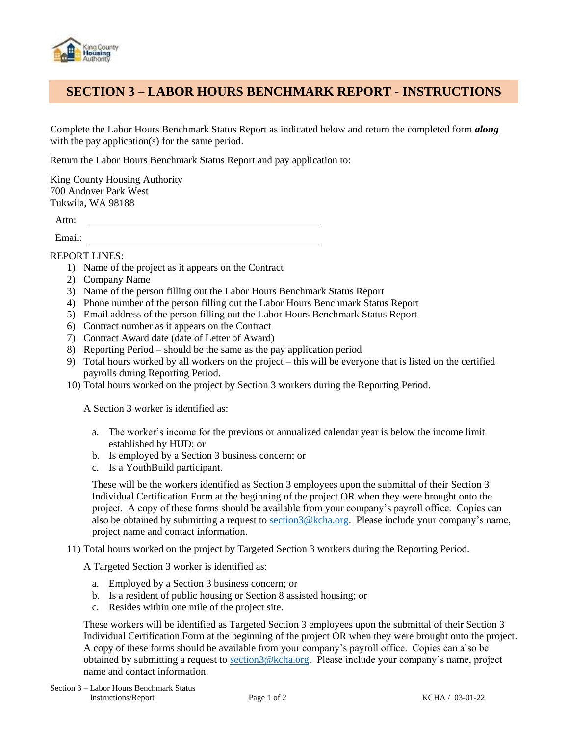# SECTION 3 – LABOR HOURS BENCHMARK REPORT - INSTRUCTIONS

Complete the Labor Hours Benchmark Status Report as indicated below and return the completed form ***along*** with the pay application(s) for the same period.

Return the Labor Hours Benchmark Status Report and pay application to:

King County Housing Authority
700 Andover Park West
Tukwila, WA 98188

Attn: ______________________________

Email: ______________________________

REPORT LINES:

1) Name of the project as it appears on the Contract
2) Company Name
3) Name of the person filling out the Labor Hours Benchmark Status Report
4) Phone number of the person filling out the Labor Hours Benchmark Status Report
5) Email address of the person filling out the Labor Hours Benchmark Status Report
6) Contract number as it appears on the Contract
7) Contract Award date (date of Letter of Award)
8) Reporting Period – should be the same as the pay application period
9) Total hours worked by all workers on the project – this will be everyone that is listed on the certified payrolls during Reporting Period.
10) Total hours worked on the project by Section 3 workers during the Reporting Period.

    A Section 3 worker is identified as:

    a. The worker's income for the previous or annualized calendar year is below the income limit established by HUD; or
    b. Is employed by a Section 3 business concern; or
    c. Is a YouthBuild participant.

    These will be the workers identified as Section 3 employees upon the submittal of their Section 3 Individual Certification Form at the beginning of the project OR when they were brought onto the project. A copy of these forms should be available from your company's payroll office. Copies can also be obtained by submitting a request to section3@kcha.org. Please include your company's name, project name and contact information.

11) Total hours worked on the project by Targeted Section 3 workers during the Reporting Period.

    A Targeted Section 3 worker is identified as:

    a. Employed by a Section 3 business concern; or
    b. Is a resident of public housing or Section 8 assisted housing; or
    c. Resides within one mile of the project site.

    These workers will be identified as Targeted Section 3 employees upon the submittal of their Section 3 Individual Certification Form at the beginning of the project OR when they were brought onto the project. A copy of these forms should be available from your company's payroll office. Copies can also be obtained by submitting a request to section3@kcha.org. Please include your company's name, project name and contact information.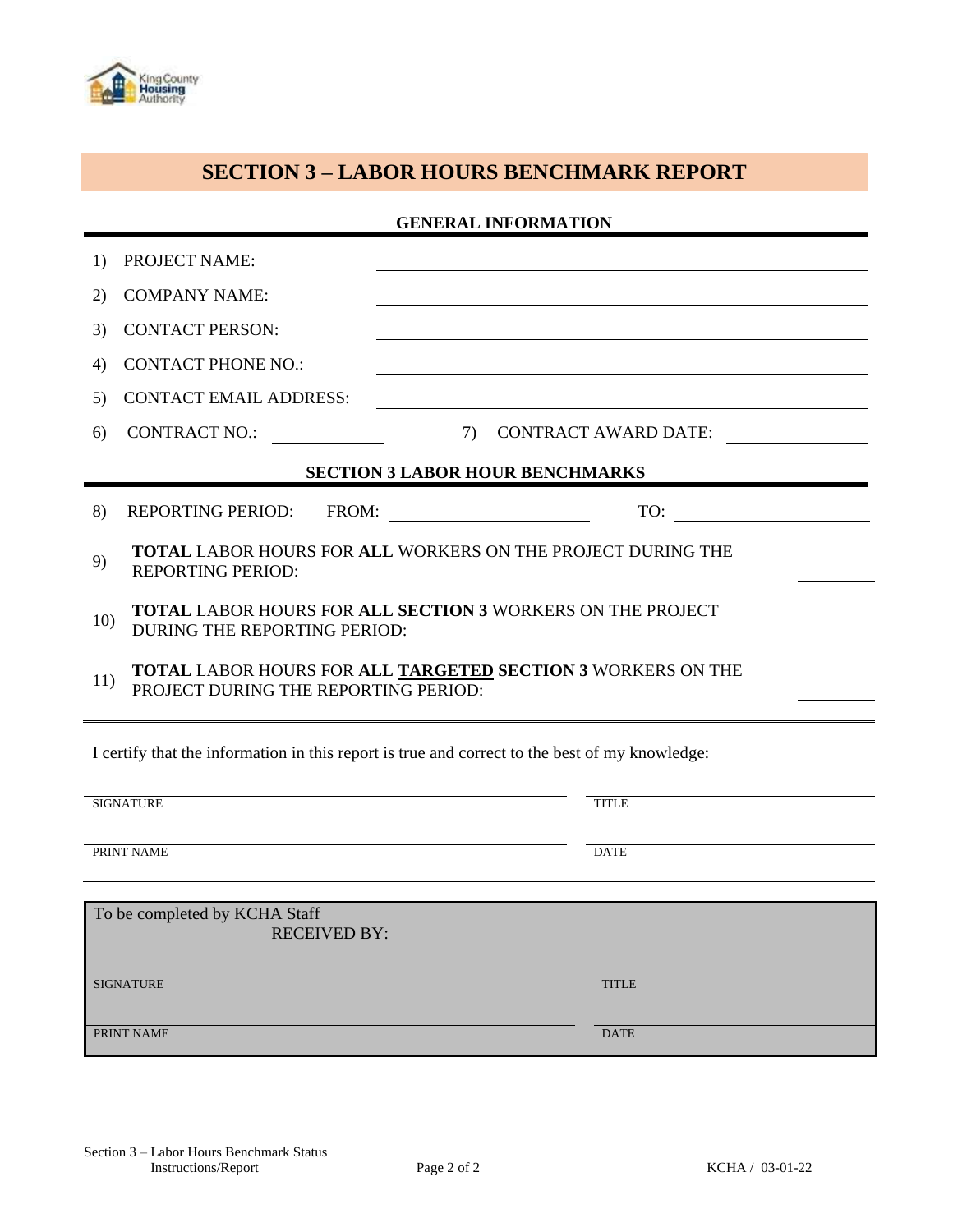King County Housing Authority

# SECTION 3 – LABOR HOURS BENCHMARK REPORT

## GENERAL INFORMATION

1) PROJECT NAME: ______________________

2) COMPANY NAME: ______________________

3) CONTACT PERSON: ______________________

4) CONTACT PHONE NO.: ______________________

5) CONTACT EMAIL ADDRESS: ______________________

6) CONTRACT NO.: ____________ 7) CONTRACT AWARD DATE: ____________

## SECTION 3 LABOR HOUR BENCHMARKS

8) REPORTING PERIOD: FROM: ____________ TO: ____________

9) **TOTAL** LABOR HOURS FOR **ALL** WORKERS ON THE PROJECT DURING THE REPORTING PERIOD: ________

10) **TOTAL** LABOR HOURS FOR **ALL SECTION 3** WORKERS ON THE PROJECT DURING THE REPORTING PERIOD: ________

11) **TOTAL** LABOR HOURS FOR **ALL <u>TARGETED</u> SECTION 3** WORKERS ON THE PROJECT DURING THE REPORTING PERIOD: ________

---

I certify that the information in this report is true and correct to the best of my knowledge:

______________________ SIGNATURE ______________________ TITLE

______________________ PRINT NAME ______________________ DATE

---

To be completed by KCHA Staff

RECEIVED BY:

______________________ SIGNATURE ______________________ TITLE

______________________ PRINT NAME ______________________ DATE